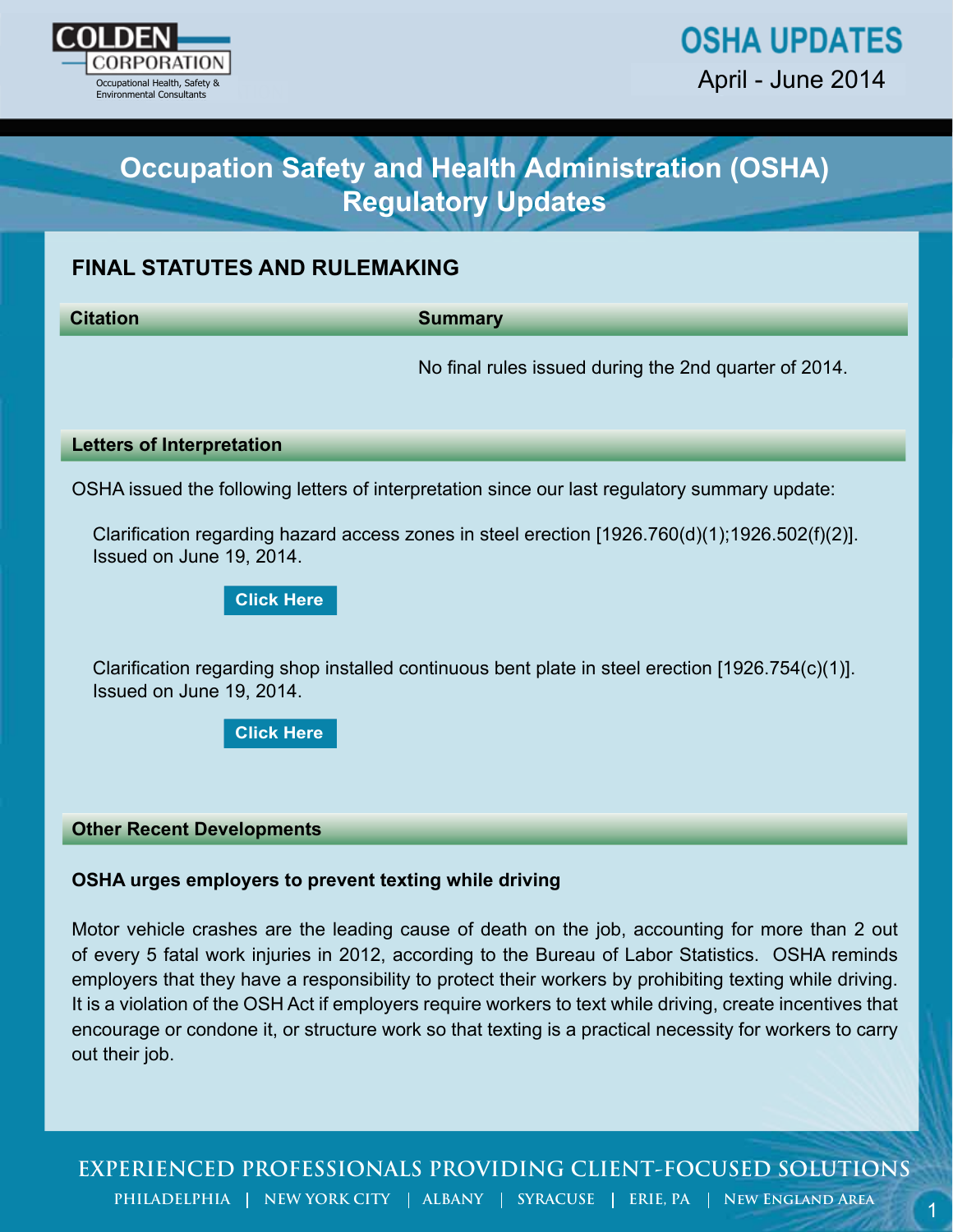COLDEN CORPORATION

Occupational Health, Safety & Environmental Consultants

# OSHA UPDATES

April - June 2014

# Occupation Safety and Health Administration (OSHA) Regulatory Updates

## FINAL STATUTES AND RULEMAKING

| Citation | Summary |
| --- | --- |
| | No final rules issued during the 2nd quarter of 2014. |

### Letters of Interpretation

OSHA issued the following letters of interpretation since our last regulatory summary update:

Clarification regarding hazard access zones in steel erection [1926.760(d)(1);1926.502(f)(2)]. Issued on June 19, 2014.

Click Here

Clarification regarding shop installed continuous bent plate in steel erection [1926.754(c)(1)]. Issued on June 19, 2014.

Click Here

### Other Recent Developments

**OSHA urges employers to prevent texting while driving**

Motor vehicle crashes are the leading cause of death on the job, accounting for more than 2 out of every 5 fatal work injuries in 2012, according to the Bureau of Labor Statistics. OSHA reminds employers that they have a responsibility to protect their workers by prohibiting texting while driving. It is a violation of the OSH Act if employers require workers to text while driving, create incentives that encourage or condone it, or structure work so that texting is a practical necessity for workers to carry out their job.

EXPERIENCED PROFESSIONALS PROVIDING CLIENT-FOCUSED SOLUTIONS

PHILADELPHIA | NEW YORK CITY | ALBANY | SYRACUSE | ERIE, PA | NEW ENGLAND AREA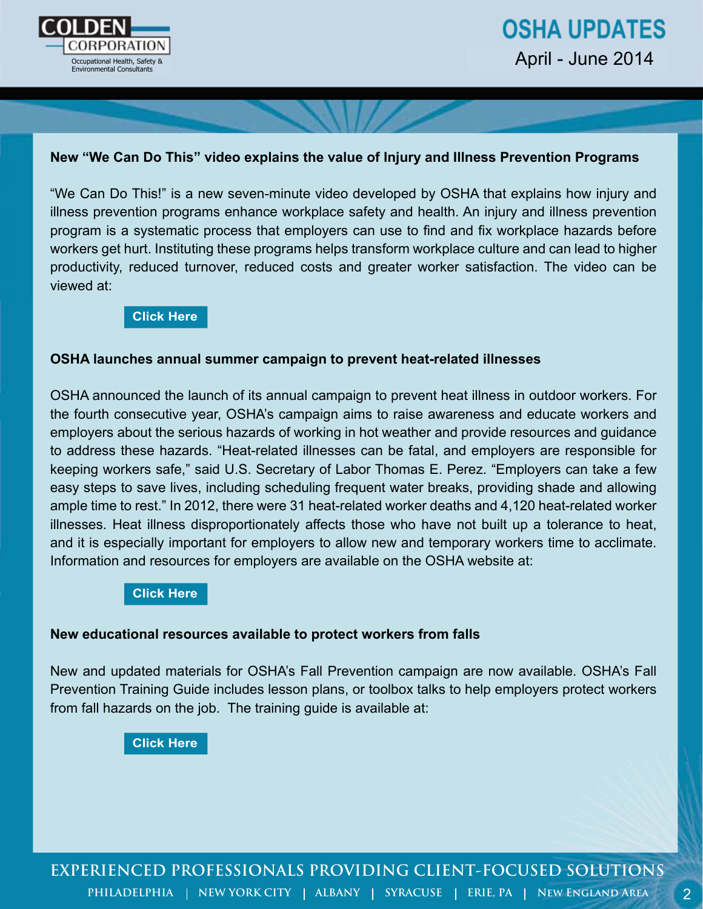### New "We Can Do This" video explains the value of Injury and Illness Prevention Programs

"We Can Do This!" is a new seven-minute video developed by OSHA that explains how injury and illness prevention programs enhance workplace safety and health. An injury and illness prevention program is a systematic process that employers can use to find and fix workplace hazards before workers get hurt. Instituting these programs helps transform workplace culture and can lead to higher productivity, reduced turnover, reduced costs and greater worker satisfaction. The video can be viewed at:

**Click Here**

### OSHA launches annual summer campaign to prevent heat-related illnesses

OSHA announced the launch of its annual campaign to prevent heat illness in outdoor workers. For the fourth consecutive year, OSHA's campaign aims to raise awareness and educate workers and employers about the serious hazards of working in hot weather and provide resources and guidance to address these hazards. "Heat-related illnesses can be fatal, and employers are responsible for keeping workers safe," said U.S. Secretary of Labor Thomas E. Perez. "Employers can take a few easy steps to save lives, including scheduling frequent water breaks, providing shade and allowing ample time to rest." In 2012, there were 31 heat-related worker deaths and 4,120 heat-related worker illnesses. Heat illness disproportionately affects those who have not built up a tolerance to heat, and it is especially important for employers to allow new and temporary workers time to acclimate. Information and resources for employers are available on the OSHA website at:

**Click Here**

### New educational resources available to protect workers from falls

New and updated materials for OSHA's Fall Prevention campaign are now available. OSHA's Fall Prevention Training Guide includes lesson plans, or toolbox talks to help employers protect workers from fall hazards on the job. The training guide is available at:

**Click Here**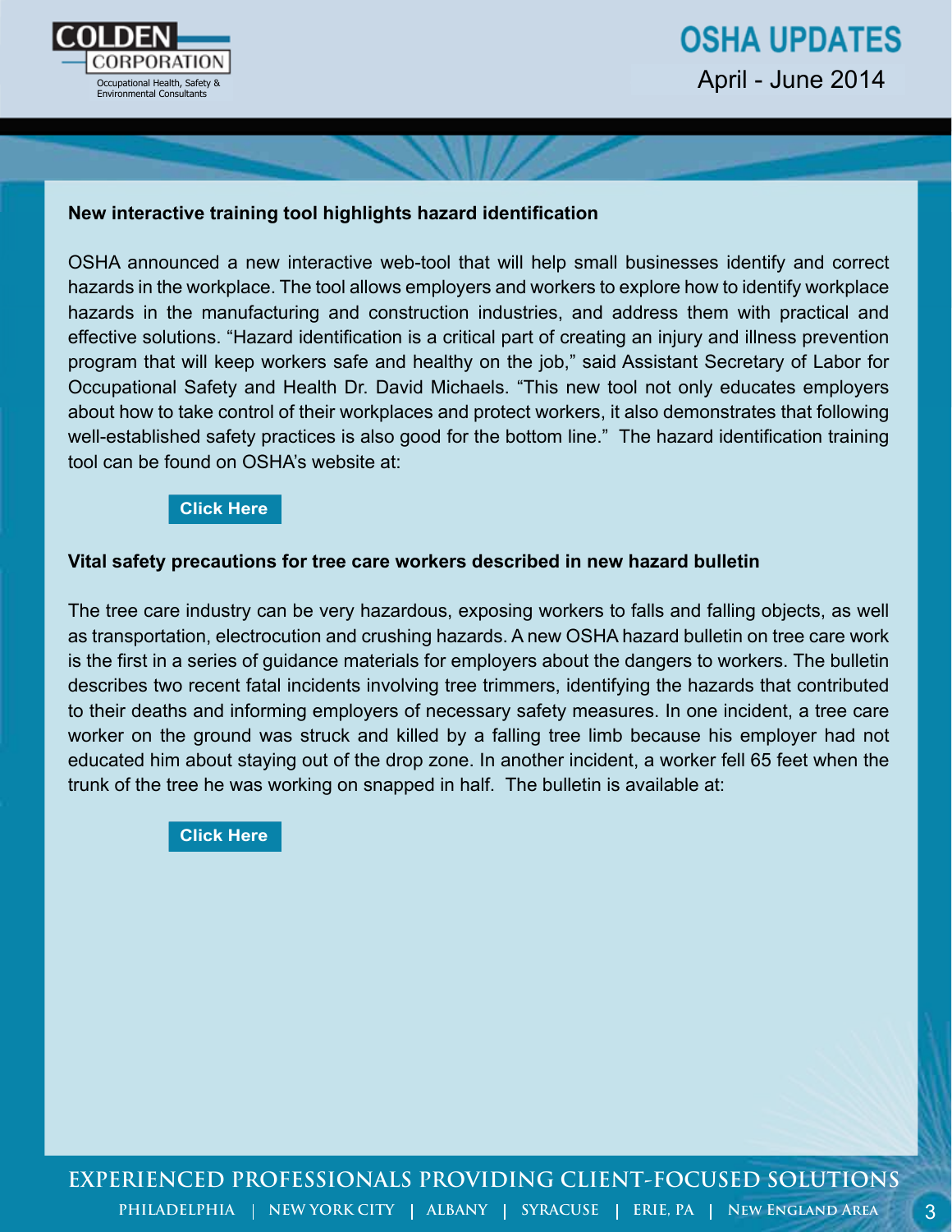**New interactive training tool highlights hazard identification**

OSHA announced a new interactive web-tool that will help small businesses identify and correct hazards in the workplace. The tool allows employers and workers to explore how to identify workplace hazards in the manufacturing and construction industries, and address them with practical and effective solutions. "Hazard identification is a critical part of creating an injury and illness prevention program that will keep workers safe and healthy on the job," said Assistant Secretary of Labor for Occupational Safety and Health Dr. David Michaels. "This new tool not only educates employers about how to take control of their workplaces and protect workers, it also demonstrates that following well-established safety practices is also good for the bottom line." The hazard identification training tool can be found on OSHA's website at:

**Click Here**

**Vital safety precautions for tree care workers described in new hazard bulletin**

The tree care industry can be very hazardous, exposing workers to falls and falling objects, as well as transportation, electrocution and crushing hazards. A new OSHA hazard bulletin on tree care work is the first in a series of guidance materials for employers about the dangers to workers. The bulletin describes two recent fatal incidents involving tree trimmers, identifying the hazards that contributed to their deaths and informing employers of necessary safety measures. In one incident, a tree care worker on the ground was struck and killed by a falling tree limb because his employer had not educated him about staying out of the drop zone. In another incident, a worker fell 65 feet when the trunk of the tree he was working on snapped in half. The bulletin is available at:

**Click Here**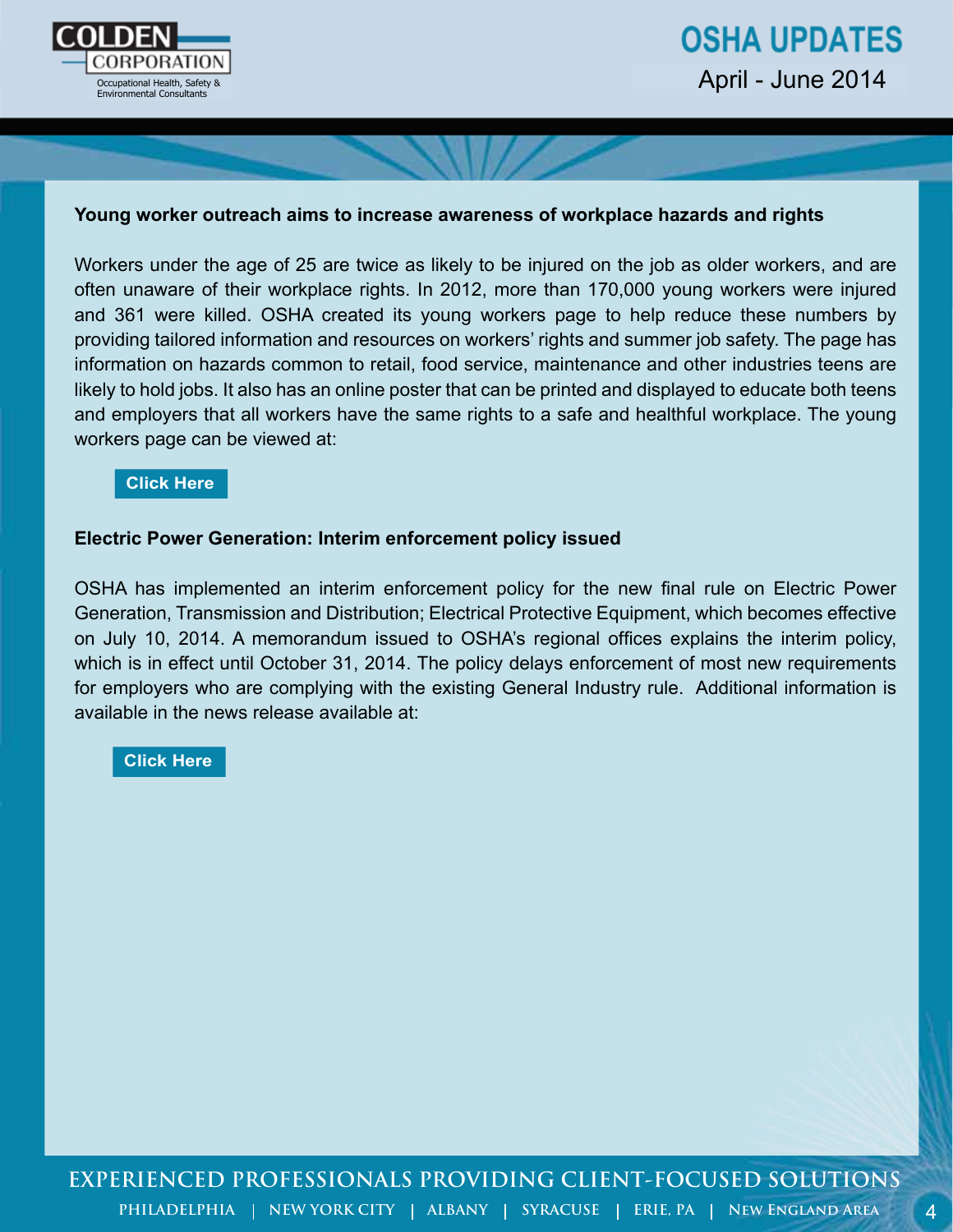**Young worker outreach aims to increase awareness of workplace hazards and rights**

Workers under the age of 25 are twice as likely to be injured on the job as older workers, and are often unaware of their workplace rights. In 2012, more than 170,000 young workers were injured and 361 were killed. OSHA created its young workers page to help reduce these numbers by providing tailored information and resources on workers' rights and summer job safety. The page has information on hazards common to retail, food service, maintenance and other industries teens are likely to hold jobs. It also has an online poster that can be printed and displayed to educate both teens and employers that all workers have the same rights to a safe and healthful workplace. The young workers page can be viewed at:

Click Here

**Electric Power Generation: Interim enforcement policy issued**

OSHA has implemented an interim enforcement policy for the new final rule on Electric Power Generation, Transmission and Distribution; Electrical Protective Equipment, which becomes effective on July 10, 2014. A memorandum issued to OSHA's regional offices explains the interim policy, which is in effect until October 31, 2014. The policy delays enforcement of most new requirements for employers who are complying with the existing General Industry rule. Additional information is available in the news release available at:

Click Here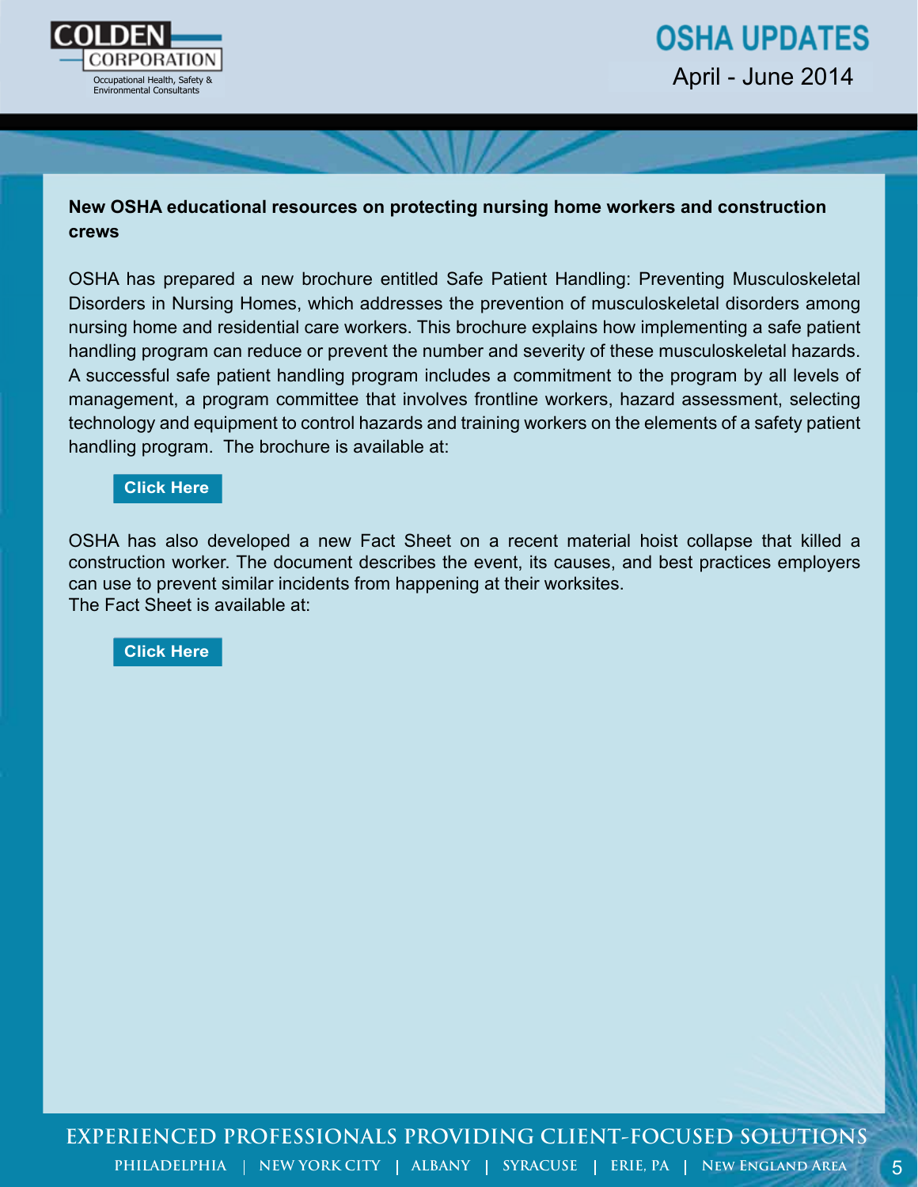**New OSHA educational resources on protecting nursing home workers and construction crews**

OSHA has prepared a new brochure entitled Safe Patient Handling: Preventing Musculoskeletal Disorders in Nursing Homes, which addresses the prevention of musculoskeletal disorders among nursing home and residential care workers. This brochure explains how implementing a safe patient handling program can reduce or prevent the number and severity of these musculoskeletal hazards. A successful safe patient handling program includes a commitment to the program by all levels of management, a program committee that involves frontline workers, hazard assessment, selecting technology and equipment to control hazards and training workers on the elements of a safety patient handling program. The brochure is available at:

**Click Here**

OSHA has also developed a new Fact Sheet on a recent material hoist collapse that killed a construction worker. The document describes the event, its causes, and best practices employers can use to prevent similar incidents from happening at their worksites.
The Fact Sheet is available at:

**Click Here**